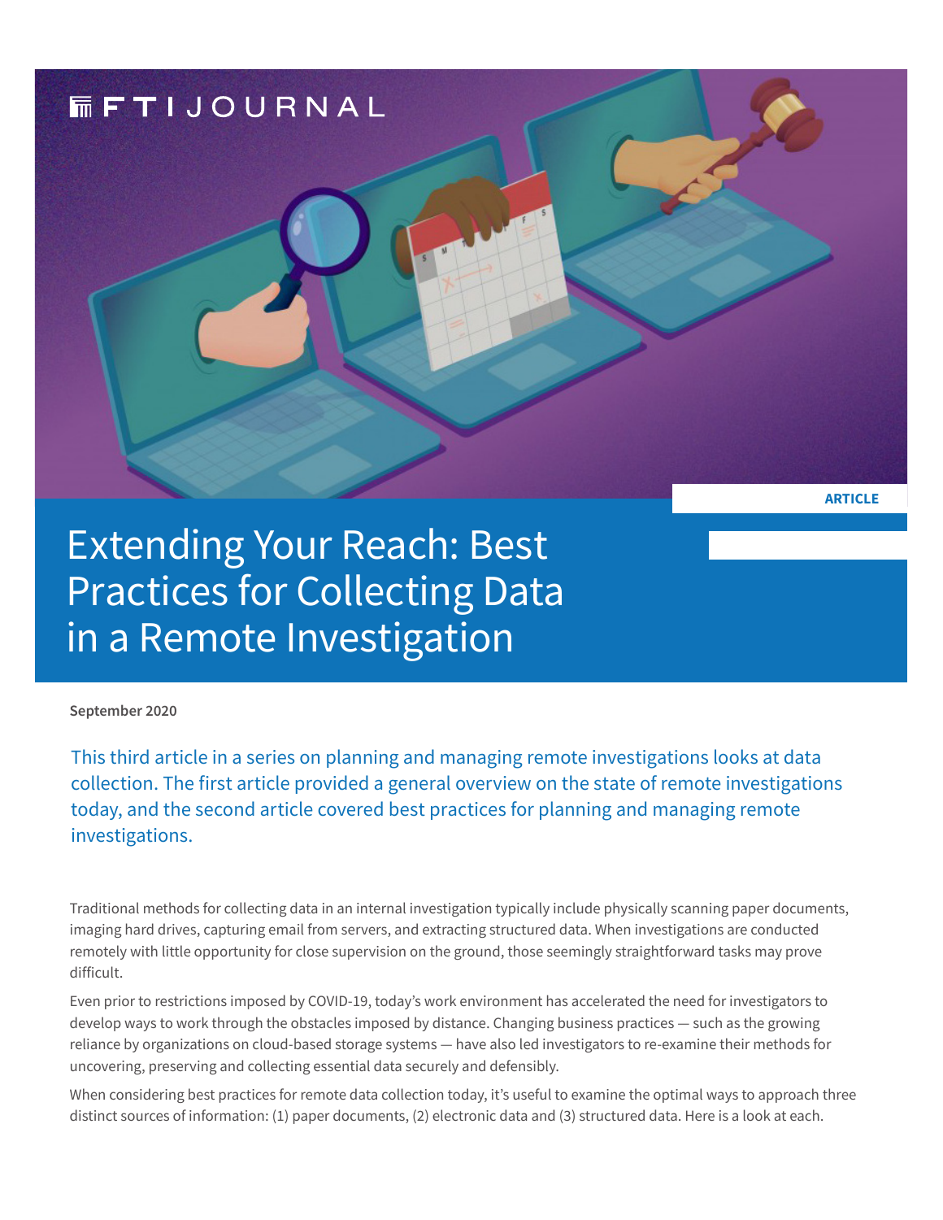FTI JOURNAL

ARTICLE

# Extending Your Reach: Best Practices for Collecting Data in a Remote Investigation

**September 2020**

This third article in a series on planning and managing remote investigations looks at data collection. The first article provided a general overview on the state of remote investigations today, and the second article covered best practices for planning and managing remote investigations.

Traditional methods for collecting data in an internal investigation typically include physically scanning paper documents, imaging hard drives, capturing email from servers, and extracting structured data. When investigations are conducted remotely with little opportunity for close supervision on the ground, those seemingly straightforward tasks may prove difficult.

Even prior to restrictions imposed by COVID-19, today's work environment has accelerated the need for investigators to develop ways to work through the obstacles imposed by distance. Changing business practices — such as the growing reliance by organizations on cloud-based storage systems — have also led investigators to re-examine their methods for uncovering, preserving and collecting essential data securely and defensibly.

When considering best practices for remote data collection today, it's useful to examine the optimal ways to approach three distinct sources of information: (1) paper documents, (2) electronic data and (3) structured data. Here is a look at each.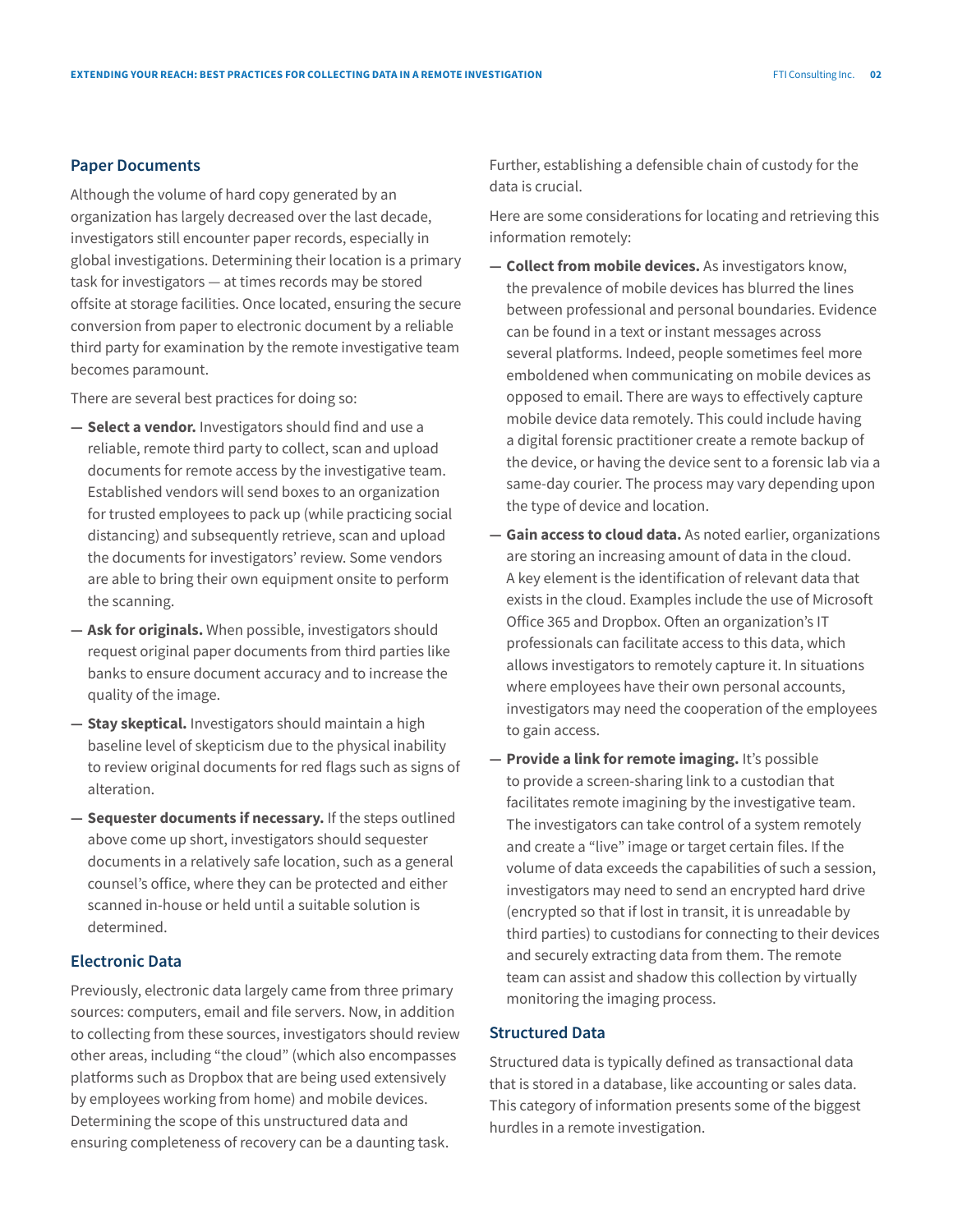## Paper Documents

Although the volume of hard copy generated by an organization has largely decreased over the last decade, investigators still encounter paper records, especially in global investigations. Determining their location is a primary task for investigators — at times records may be stored offsite at storage facilities. Once located, ensuring the secure conversion from paper to electronic document by a reliable third party for examination by the remote investigative team becomes paramount.

There are several best practices for doing so:

- **Select a vendor.** Investigators should find and use a reliable, remote third party to collect, scan and upload documents for remote access by the investigative team. Established vendors will send boxes to an organization for trusted employees to pack up (while practicing social distancing) and subsequently retrieve, scan and upload the documents for investigators' review. Some vendors are able to bring their own equipment onsite to perform the scanning.
- **Ask for originals.** When possible, investigators should request original paper documents from third parties like banks to ensure document accuracy and to increase the quality of the image.
- **Stay skeptical.** Investigators should maintain a high baseline level of skepticism due to the physical inability to review original documents for red flags such as signs of alteration.
- **Sequester documents if necessary.** If the steps outlined above come up short, investigators should sequester documents in a relatively safe location, such as a general counsel's office, where they can be protected and either scanned in-house or held until a suitable solution is determined.

## Electronic Data

Previously, electronic data largely came from three primary sources: computers, email and file servers. Now, in addition to collecting from these sources, investigators should review other areas, including "the cloud" (which also encompasses platforms such as Dropbox that are being used extensively by employees working from home) and mobile devices. Determining the scope of this unstructured data and ensuring completeness of recovery can be a daunting task. Further, establishing a defensible chain of custody for the data is crucial.

Here are some considerations for locating and retrieving this information remotely:

- **Collect from mobile devices.** As investigators know, the prevalence of mobile devices has blurred the lines between professional and personal boundaries. Evidence can be found in a text or instant messages across several platforms. Indeed, people sometimes feel more emboldened when communicating on mobile devices as opposed to email. There are ways to effectively capture mobile device data remotely. This could include having a digital forensic practitioner create a remote backup of the device, or having the device sent to a forensic lab via a same-day courier. The process may vary depending upon the type of device and location.
- **Gain access to cloud data.** As noted earlier, organizations are storing an increasing amount of data in the cloud. A key element is the identification of relevant data that exists in the cloud. Examples include the use of Microsoft Office 365 and Dropbox. Often an organization's IT professionals can facilitate access to this data, which allows investigators to remotely capture it. In situations where employees have their own personal accounts, investigators may need the cooperation of the employees to gain access.
- **Provide a link for remote imaging.** It's possible to provide a screen-sharing link to a custodian that facilitates remote imagining by the investigative team. The investigators can take control of a system remotely and create a "live" image or target certain files. If the volume of data exceeds the capabilities of such a session, investigators may need to send an encrypted hard drive (encrypted so that if lost in transit, it is unreadable by third parties) to custodians for connecting to their devices and securely extracting data from them. The remote team can assist and shadow this collection by virtually monitoring the imaging process.

## Structured Data

Structured data is typically defined as transactional data that is stored in a database, like accounting or sales data. This category of information presents some of the biggest hurdles in a remote investigation.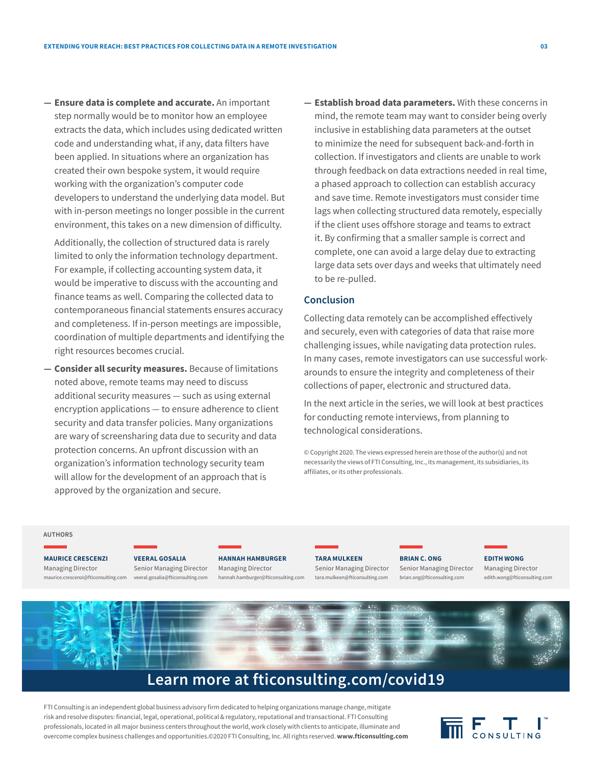- **Ensure data is complete and accurate.** An important step normally would be to monitor how an employee extracts the data, which includes using dedicated written code and understanding what, if any, data filters have been applied. In situations where an organization has created their own bespoke system, it would require working with the organization's computer code developers to understand the underlying data model. But with in-person meetings no longer possible in the current environment, this takes on a new dimension of difficulty.

  Additionally, the collection of structured data is rarely limited to only the information technology department. For example, if collecting accounting system data, it would be imperative to discuss with the accounting and finance teams as well. Comparing the collected data to contemporaneous financial statements ensures accuracy and completeness. If in-person meetings are impossible, coordination of multiple departments and identifying the right resources becomes crucial.

- **Consider all security measures.** Because of limitations noted above, remote teams may need to discuss additional security measures — such as using external encryption applications — to ensure adherence to client security and data transfer policies. Many organizations are wary of screensharing data due to security and data protection concerns. An upfront discussion with an organization's information technology security team will allow for the development of an approach that is approved by the organization and secure.

- **Establish broad data parameters.** With these concerns in mind, the remote team may want to consider being overly inclusive in establishing data parameters at the outset to minimize the need for subsequent back-and-forth in collection. If investigators and clients are unable to work through feedback on data extractions needed in real time, a phased approach to collection can establish accuracy and save time. Remote investigators must consider time lags when collecting structured data remotely, especially if the client uses offshore storage and teams to extract it. By confirming that a smaller sample is correct and complete, one can avoid a large delay due to extracting large data sets over days and weeks that ultimately need to be re-pulled.

## Conclusion

Collecting data remotely can be accomplished effectively and securely, even with categories of data that raise more challenging issues, while navigating data protection rules. In many cases, remote investigators can use successful work-arounds to ensure the integrity and completeness of their collections of paper, electronic and structured data.

In the next article in the series, we will look at best practices for conducting remote interviews, from planning to technological considerations.

© Copyright 2020. The views expressed herein are those of the author(s) and not necessarily the views of FTI Consulting, Inc., its management, its subsidiaries, its affiliates, or its other professionals.

### AUTHORS

**MAURICE CRESCENZI**
Managing Director
maurice.crescenzi@fticonsulting.com

**VEERAL GOSALIA**
Senior Managing Director
veeral.gosalia@fticonsulting.com

**HANNAH HAMBURGER**
Managing Director
hannah.hamburger@fticonsulting.com

**TARA MULKEEN**
Senior Managing Director
tara.mulkeen@fticonsulting.com

**BRIAN C. ONG**
Senior Managing Director
brian.ong@fticonsulting.com

**EDITH WONG**
Managing Director
edith.wong@fticonsulting.com

**Learn more at fticonsulting.com/covid19**

FTI Consulting is an independent global business advisory firm dedicated to helping organizations manage change, mitigate risk and resolve disputes: financial, legal, operational, political & regulatory, reputational and transactional. FTI Consulting professionals, located in all major business centers throughout the world, work closely with clients to anticipate, illuminate and overcome complex business challenges and opportunities.©2020 FTI Consulting, Inc. All rights reserved. **www.fticonsulting.com**